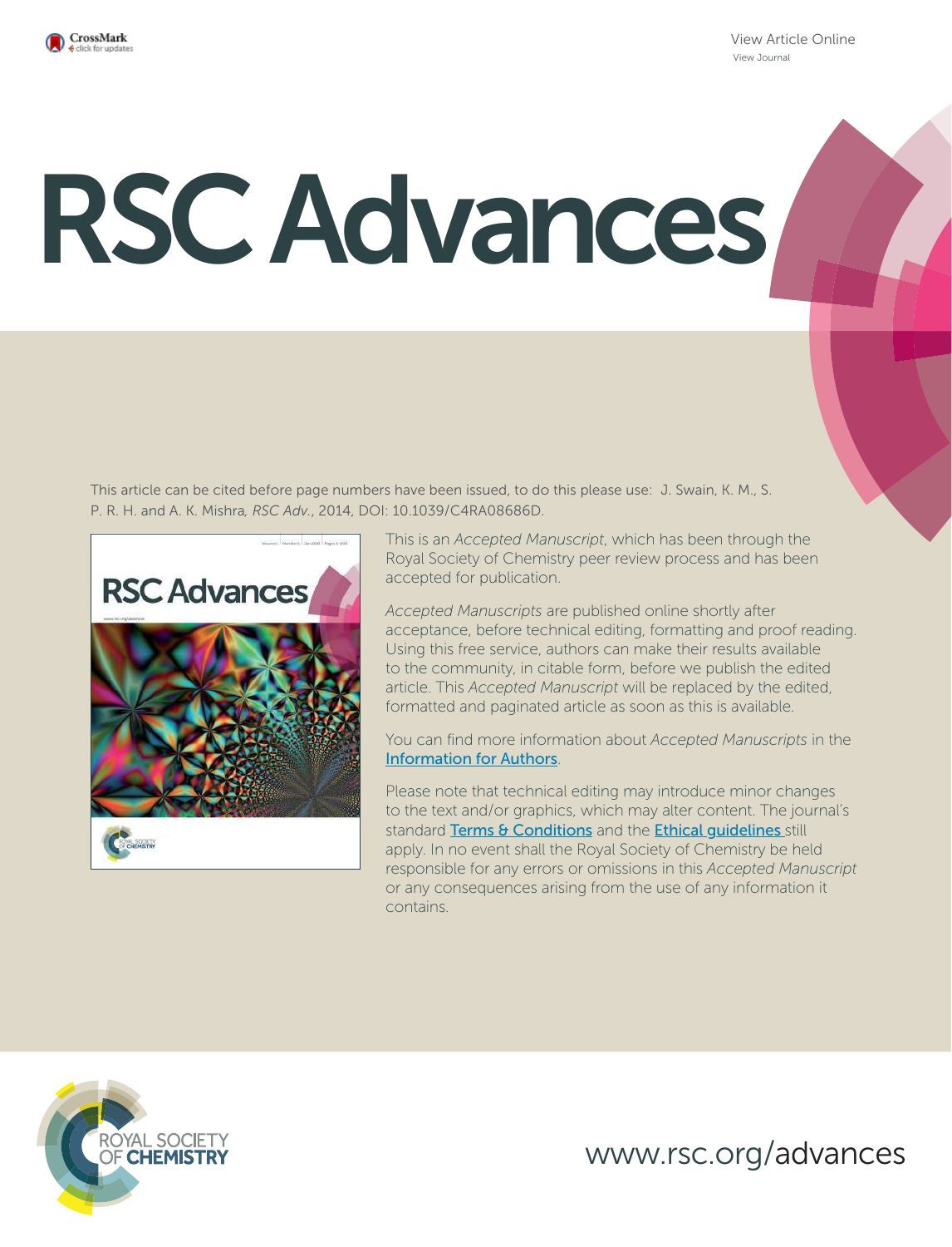View Article Online
View Journal

# RSC Advances

This article can be cited before page numbers have been issued, to do this please use: J. Swain, K. M., S. P. R. H. and A. K. Mishra, *RSC Adv.*, 2014, DOI: 10.1039/C4RA08686D.

This is an *Accepted Manuscript*, which has been through the Royal Society of Chemistry peer review process and has been accepted for publication.

*Accepted Manuscripts* are published online shortly after acceptance, before technical editing, formatting and proof reading. Using this free service, authors can make their results available to the community, in citable form, before we publish the edited article. This *Accepted Manuscript* will be replaced by the edited, formatted and paginated article as soon as this is available.

You can find more information about *Accepted Manuscripts* in the Information for Authors.

Please note that technical editing may introduce minor changes to the text and/or graphics, which may alter content. The journal's standard Terms & Conditions and the Ethical guidelines still apply. In no event shall the Royal Society of Chemistry be held responsible for any errors or omissions in this *Accepted Manuscript* or any consequences arising from the use of any information it contains.

ROYAL SOCIETY OF CHEMISTRY

www.rsc.org/advances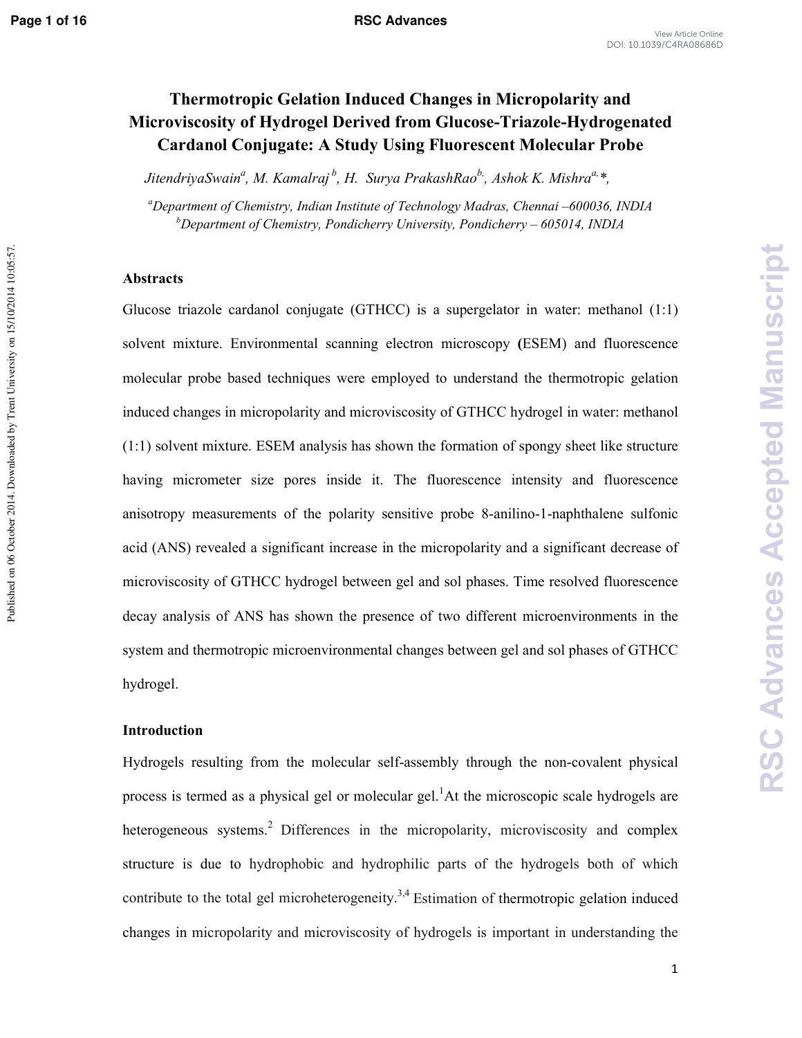# Thermotropic Gelation Induced Changes in Micropolarity and Microviscosity of Hydrogel Derived from Glucose-Triazole-Hydrogenated Cardanol Conjugate: A Study Using Fluorescent Molecular Probe

*JitendriyaSwain[a], M. Kamalraj[b], H. Surya PrakashRao[b], Ashok K. Mishra[a,]\**

[a]*Department of Chemistry, Indian Institute of Technology Madras, Chennai –600036, INDIA*
[b]*Department of Chemistry, Pondicherry University, Pondicherry – 605014, INDIA*

## Abstracts

Glucose triazole cardanol conjugate (GTHCC) is a supergelator in water: methanol (1:1) solvent mixture. Environmental scanning electron microscopy (ESEM) and fluorescence molecular probe based techniques were employed to understand the thermotropic gelation induced changes in micropolarity and microviscosity of GTHCC hydrogel in water: methanol (1:1) solvent mixture. ESEM analysis has shown the formation of spongy sheet like structure having micrometer size pores inside it. The fluorescence intensity and fluorescence anisotropy measurements of the polarity sensitive probe 8-anilino-1-naphthalene sulfonic acid (ANS) revealed a significant increase in the micropolarity and a significant decrease of microviscosity of GTHCC hydrogel between gel and sol phases. Time resolved fluorescence decay analysis of ANS has shown the presence of two different microenvironments in the system and thermotropic microenvironmental changes between gel and sol phases of GTHCC hydrogel.

## Introduction

Hydrogels resulting from the molecular self-assembly through the non-covalent physical process is termed as a physical gel or molecular gel.[1] At the microscopic scale hydrogels are heterogeneous systems.[2] Differences in the micropolarity, microviscosity and complex structure is due to hydrophobic and hydrophilic parts of the hydrogels both of which contribute to the total gel microheterogeneity.[3,4] Estimation of thermotropic gelation induced changes in micropolarity and microviscosity of hydrogels is important in understanding the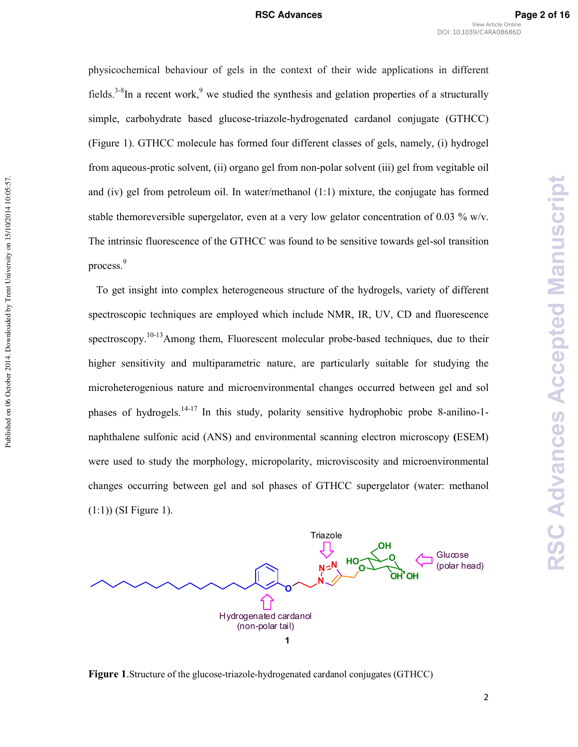physicochemical behaviour of gels in the context of their wide applications in different fields.[3-8] In a recent work,[9] we studied the synthesis and gelation properties of a structurally simple, carbohydrate based glucose-triazole-hydrogenated cardanol conjugate (GTHCC) (Figure 1). GTHCC molecule has formed four different classes of gels, namely, (i) hydrogel from aqueous-protic solvent, (ii) organo gel from non-polar solvent (iii) gel from vegitable oil and (iv) gel from petroleum oil. In water/methanol (1:1) mixture, the conjugate has formed stable themoreversible supergelator, even at a very low gelator concentration of 0.03 % w/v. The intrinsic fluorescence of the GTHCC was found to be sensitive towards gel-sol transition process.[9]

To get insight into complex heterogeneous structure of the hydrogels, variety of different spectroscopic techniques are employed which include NMR, IR, UV, CD and fluorescence spectroscopy.[10-13] Among them, Fluorescent molecular probe-based techniques, due to their higher sensitivity and multiparametric nature, are particularly suitable for studying the microheterogenious nature and microenvironmental changes occurred between gel and sol phases of hydrogels.[14-17] In this study, polarity sensitive hydrophobic probe 8-anilino-1-naphthalene sulfonic acid (ANS) and environmental scanning electron microscopy (ESEM) were used to study the morphology, micropolarity, microviscosity and microenvironmental changes occurring between gel and sol phases of GTHCC supergelator (water: methanol (1:1)) (SI Figure 1).

Triazole

Glucose (polar head)

Hydrogenated cardanol (non-polar tail)

1

**Figure 1**.Structure of the glucose-triazole-hydrogenated cardanol conjugates (GTHCC)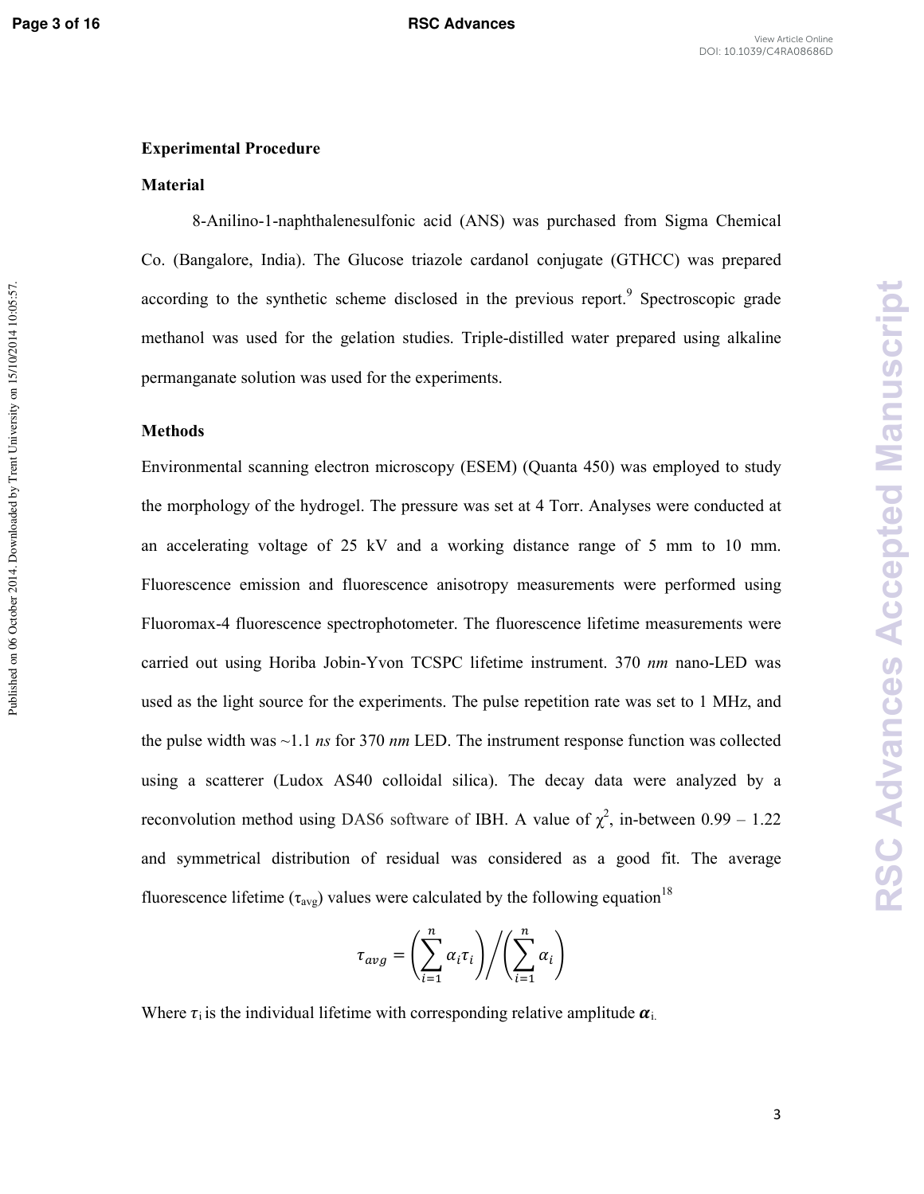## Experimental Procedure

### Material

8-Anilino-1-naphthalenesulfonic acid (ANS) was purchased from Sigma Chemical Co. (Bangalore, India). The Glucose triazole cardanol conjugate (GTHCC) was prepared according to the synthetic scheme disclosed in the previous report.[9] Spectroscopic grade methanol was used for the gelation studies. Triple-distilled water prepared using alkaline permanganate solution was used for the experiments.

### Methods

Environmental scanning electron microscopy (ESEM) (Quanta 450) was employed to study the morphology of the hydrogel. The pressure was set at 4 Torr. Analyses were conducted at an accelerating voltage of 25 kV and a working distance range of 5 mm to 10 mm. Fluorescence emission and fluorescence anisotropy measurements were performed using Fluoromax-4 fluorescence spectrophotometer. The fluorescence lifetime measurements were carried out using Horiba Jobin-Yvon TCSPC lifetime instrument. 370 *nm* nano-LED was used as the light source for the experiments. The pulse repetition rate was set to 1 MHz, and the pulse width was ~1.1 *ns* for 370 *nm* LED. The instrument response function was collected using a scatterer (Ludox AS40 colloidal silica). The decay data were analyzed by a reconvolution method using DAS6 software of IBH. A value of $\chi^2$, in-between 0.99 – 1.22 and symmetrical distribution of residual was considered as a good fit. The average fluorescence lifetime ($\tau_{avg}$) values were calculated by the following equation[18]

$$\tau_{avg} = \left(\sum_{i=1}^{n} \alpha_i \tau_i\right) \Big/ \left(\sum_{i=1}^{n} \alpha_i\right)$$

Where $\tau_i$ is the individual lifetime with corresponding relative amplitude $\boldsymbol{\alpha}_i$.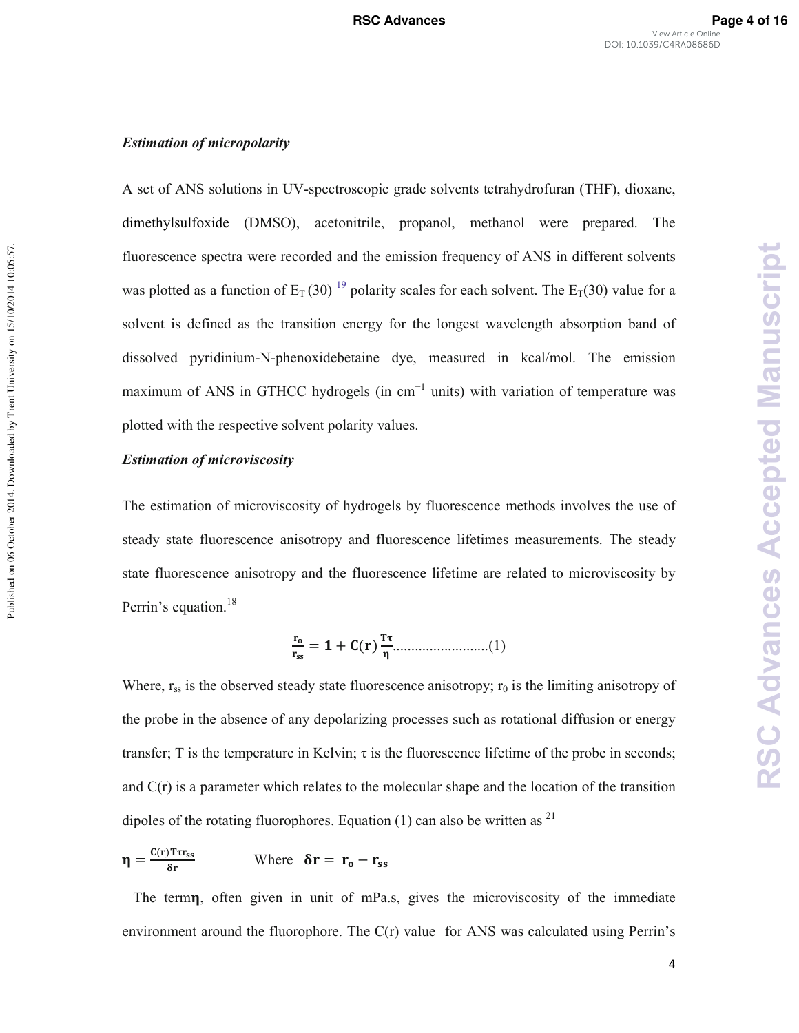### *Estimation of micropolarity*

A set of ANS solutions in UV-spectroscopic grade solvents tetrahydrofuran (THF), dioxane, dimethylsulfoxide (DMSO), acetonitrile, propanol, methanol were prepared. The fluorescence spectra were recorded and the emission frequency of ANS in different solvents was plotted as a function of $E_T$ (30) [19] polarity scales for each solvent. The $E_T$(30) value for a solvent is defined as the transition energy for the longest wavelength absorption band of dissolved pyridinium-N-phenoxidebetaine dye, measured in kcal/mol. The emission maximum of ANS in GTHCC hydrogels (in $cm^{-1}$ units) with variation of temperature was plotted with the respective solvent polarity values.

### *Estimation of microviscosity*

The estimation of microviscosity of hydrogels by fluorescence methods involves the use of steady state fluorescence anisotropy and fluorescence lifetimes measurements. The steady state fluorescence anisotropy and the fluorescence lifetime are related to microviscosity by Perrin's equation.[18]

$$\frac{r_o}{r_{ss}} = 1 + C(r)\frac{T\tau}{\eta} \text{..........................(1)}$$

Where, $r_{ss}$ is the observed steady state fluorescence anisotropy; $r_0$ is the limiting anisotropy of the probe in the absence of any depolarizing processes such as rotational diffusion or energy transfer; T is the temperature in Kelvin; τ is the fluorescence lifetime of the probe in seconds; and C(r) is a parameter which relates to the molecular shape and the location of the transition dipoles of the rotating fluorophores. Equation (1) can also be written as [21]

$$\eta = \frac{C(r)T\tau r_{ss}}{\delta r} \qquad \text{Where} \quad \delta r = r_o - r_{ss}$$

The term $\eta$, often given in unit of mPa.s, gives the microviscosity of the immediate environment around the fluorophore. The C(r) value for ANS was calculated using Perrin's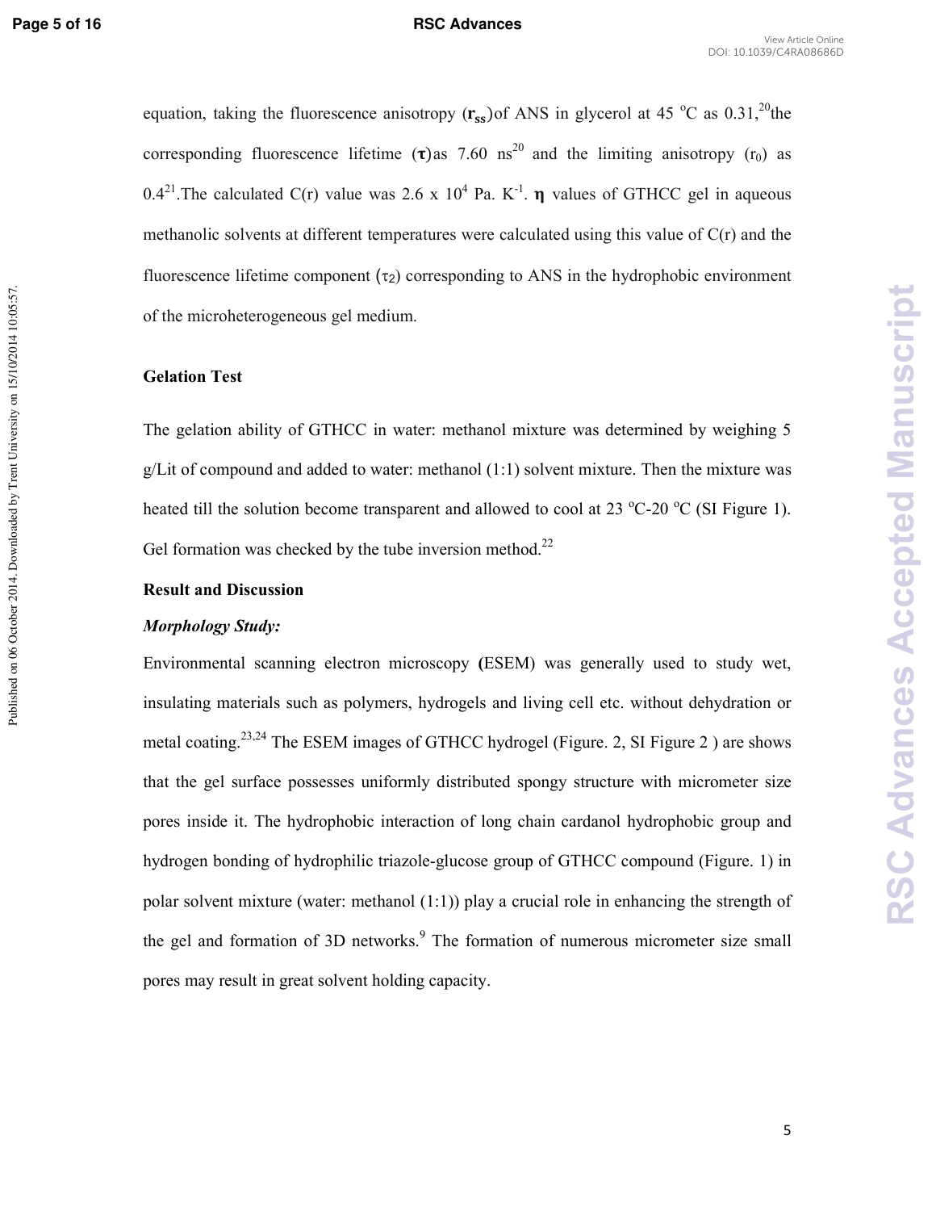equation, taking the fluorescence anisotropy ($\mathbf{r_{ss}}$) of ANS in glycerol at 45 °C as 0.31,[20] the corresponding fluorescence lifetime ($\boldsymbol{\tau}$) as 7.60 ns[20] and the limiting anisotropy ($r_0$) as 0.4[21]. The calculated C(r) value was 2.6 x $10^4$ Pa. $K^{-1}$. $\boldsymbol{\eta}$ values of GTHCC gel in aqueous methanolic solvents at different temperatures were calculated using this value of C(r) and the fluorescence lifetime component ($\tau_2$) corresponding to ANS in the hydrophobic environment of the microheterogeneous gel medium.

**Gelation Test**

The gelation ability of GTHCC in water: methanol mixture was determined by weighing 5 g/Lit of compound and added to water: methanol (1:1) solvent mixture. Then the mixture was heated till the solution become transparent and allowed to cool at 23 °C-20 °C (SI Figure 1). Gel formation was checked by the tube inversion method.[22]

**Result and Discussion**

***Morphology Study:***

Environmental scanning electron microscopy (ESEM) was generally used to study wet, insulating materials such as polymers, hydrogels and living cell etc. without dehydration or metal coating.[23,24] The ESEM images of GTHCC hydrogel (Figure. 2, SI Figure 2 ) are shows that the gel surface possesses uniformly distributed spongy structure with micrometer size pores inside it. The hydrophobic interaction of long chain cardanol hydrophobic group and hydrogen bonding of hydrophilic triazole-glucose group of GTHCC compound (Figure. 1) in polar solvent mixture (water: methanol (1:1)) play a crucial role in enhancing the strength of the gel and formation of 3D networks.[9] The formation of numerous micrometer size small pores may result in great solvent holding capacity.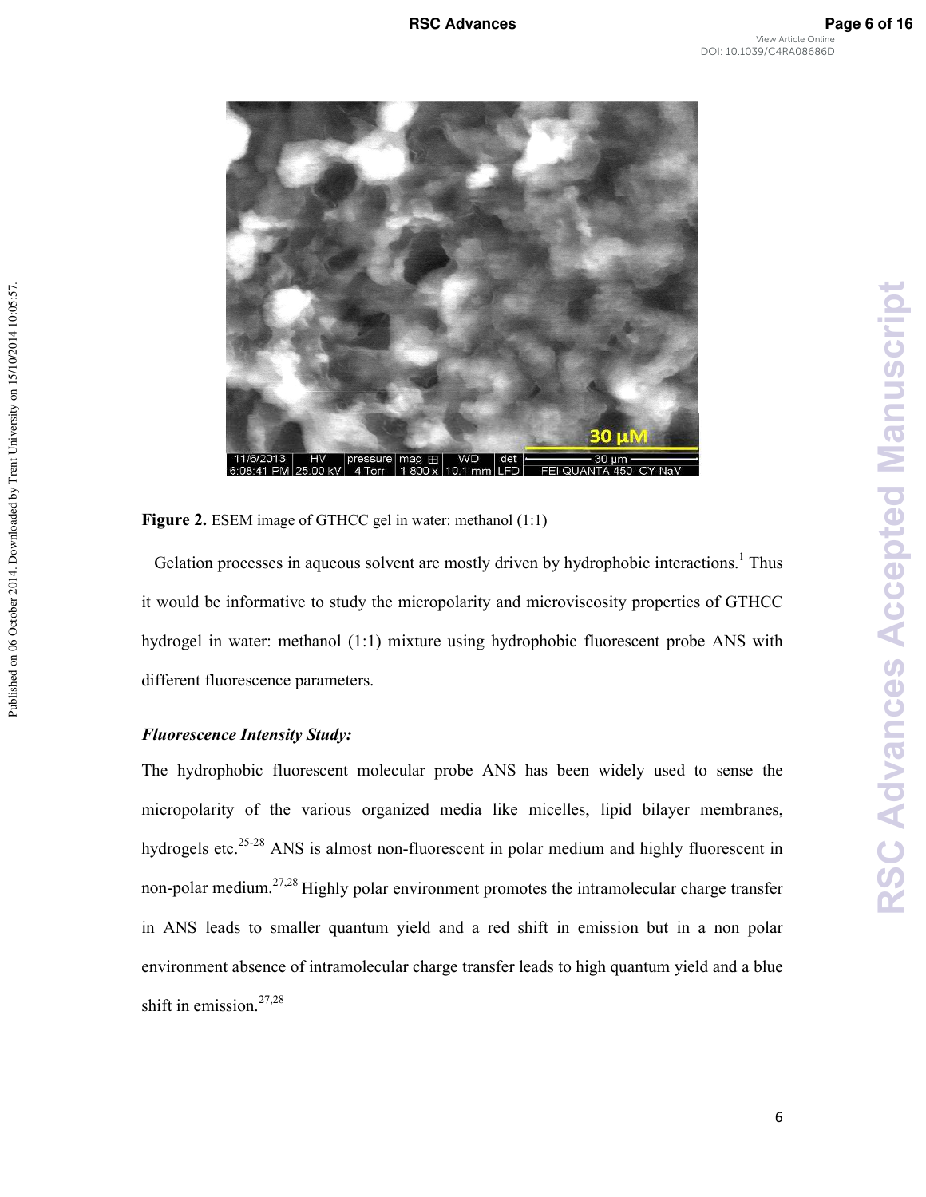**Figure 2.** ESEM image of GTHCC gel in water: methanol (1:1)

Gelation processes in aqueous solvent are mostly driven by hydrophobic interactions.[1] Thus it would be informative to study the micropolarity and microviscosity properties of GTHCC hydrogel in water: methanol (1:1) mixture using hydrophobic fluorescent probe ANS with different fluorescence parameters.

***Fluorescence Intensity Study:***

The hydrophobic fluorescent molecular probe ANS has been widely used to sense the micropolarity of the various organized media like micelles, lipid bilayer membranes, hydrogels etc.[25-28] ANS is almost non-fluorescent in polar medium and highly fluorescent in non-polar medium.[27,28] Highly polar environment promotes the intramolecular charge transfer in ANS leads to smaller quantum yield and a red shift in emission but in a non polar environment absence of intramolecular charge transfer leads to high quantum yield and a blue shift in emission.[27,28]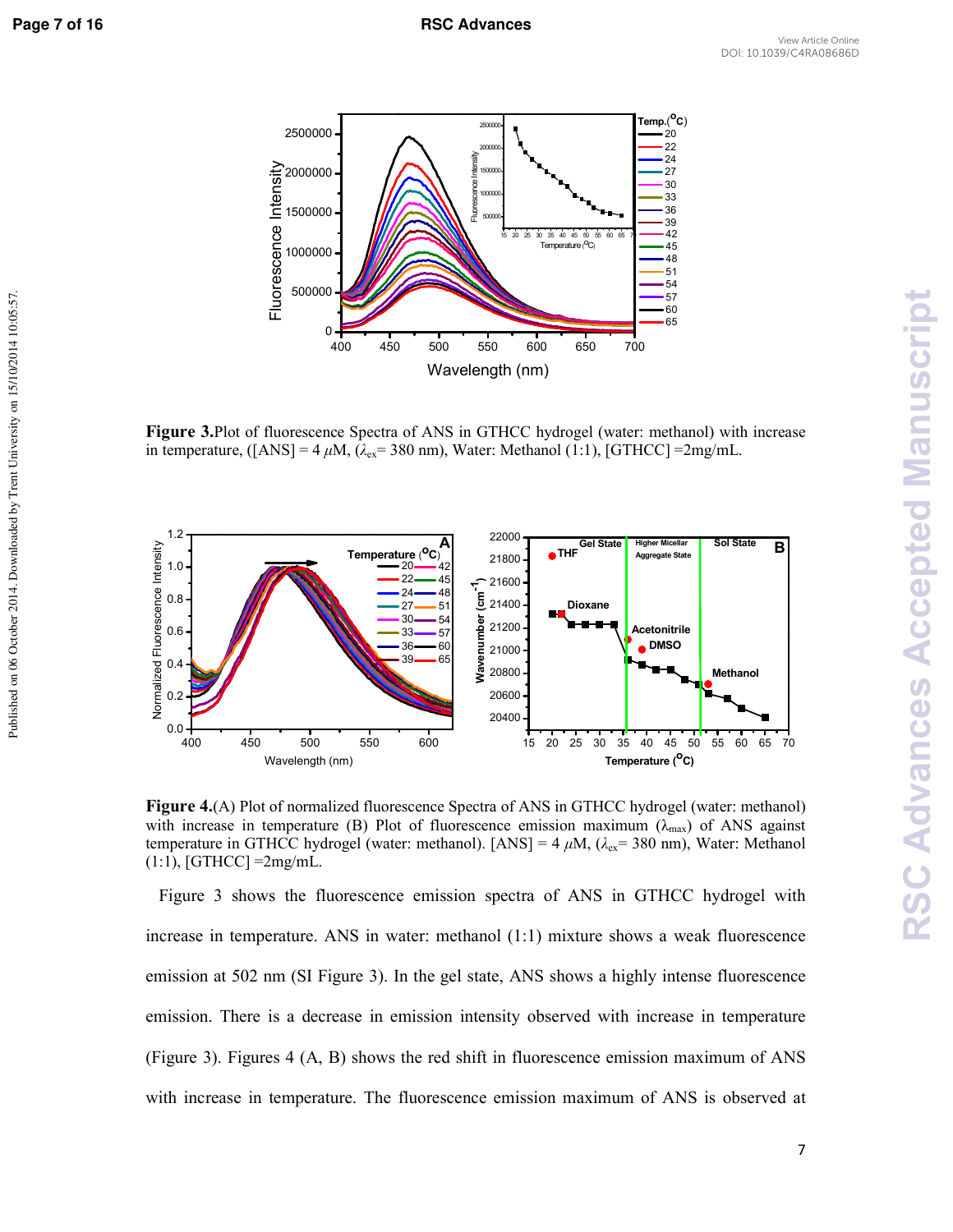**Figure 3.** Plot of fluorescence Spectra of ANS in GTHCC hydrogel (water: methanol) with increase in temperature, ([ANS] = 4 $\mu$M, ($\lambda_{ex}$= 380 nm), Water: Methanol (1:1), [GTHCC] =2mg/mL.

**Figure 4.** (A) Plot of normalized fluorescence Spectra of ANS in GTHCC hydrogel (water: methanol) with increase in temperature (B) Plot of fluorescence emission maximum ($\lambda_{max}$) of ANS against temperature in GTHCC hydrogel (water: methanol). [ANS] = 4 $\mu$M, ($\lambda_{ex}$= 380 nm), Water: Methanol (1:1), [GTHCC] =2mg/mL.

Figure 3 shows the fluorescence emission spectra of ANS in GTHCC hydrogel with increase in temperature. ANS in water: methanol (1:1) mixture shows a weak fluorescence emission at 502 nm (SI Figure 3). In the gel state, ANS shows a highly intense fluorescence emission. There is a decrease in emission intensity observed with increase in temperature (Figure 3). Figures 4 (A, B) shows the red shift in fluorescence emission maximum of ANS with increase in temperature. The fluorescence emission maximum of ANS is observed at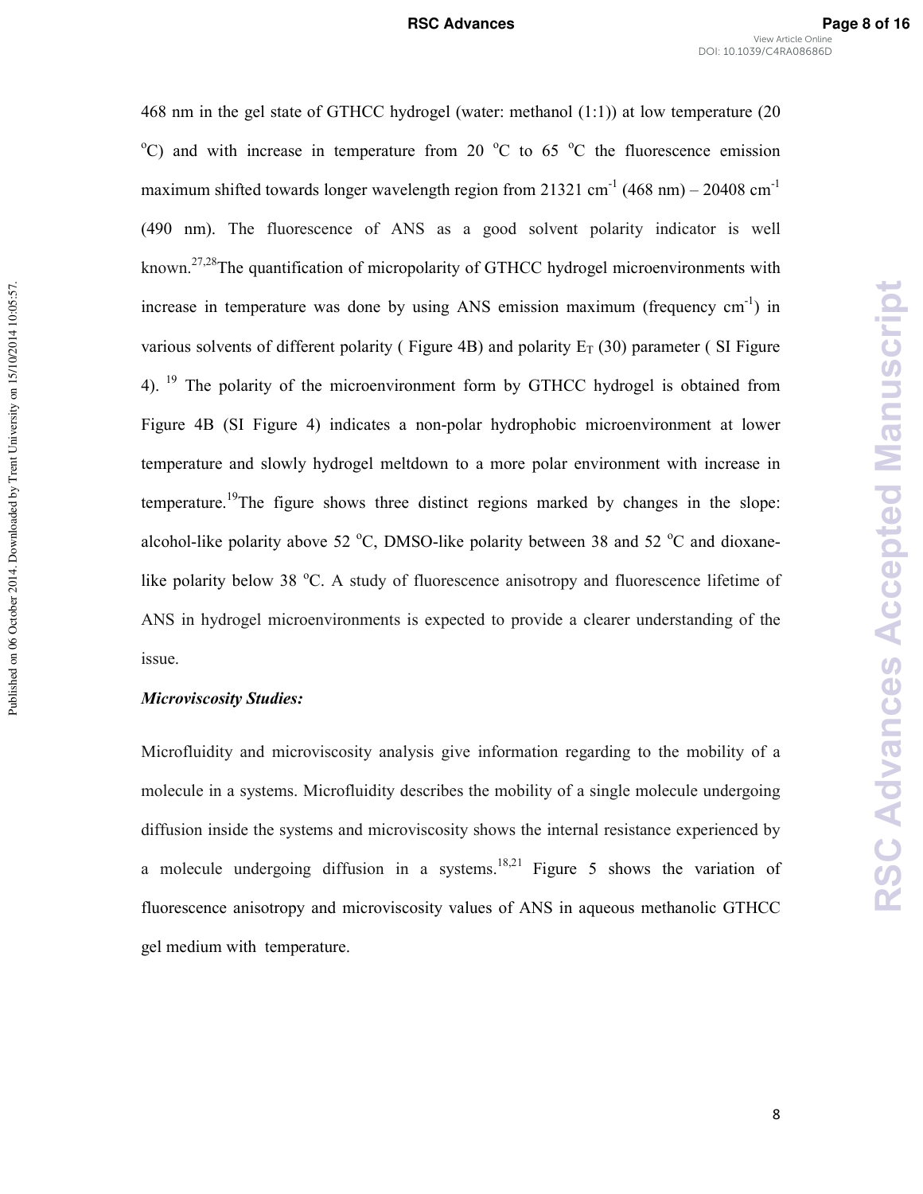468 nm in the gel state of GTHCC hydrogel (water: methanol (1:1)) at low temperature (20 $^{o}$C) and with increase in temperature from 20 $^{o}$C to 65 $^{o}$C the fluorescence emission maximum shifted towards longer wavelength region from 21321 cm$^{-1}$ (468 nm) – 20408 cm$^{-1}$ (490 nm). The fluorescence of ANS as a good solvent polarity indicator is well known.[27,28]The quantification of micropolarity of GTHCC hydrogel microenvironments with increase in temperature was done by using ANS emission maximum (frequency cm$^{-1}$) in various solvents of different polarity ( Figure 4B) and polarity $E_T$ (30) parameter ( SI Figure 4). [19] The polarity of the microenvironment form by GTHCC hydrogel is obtained from Figure 4B (SI Figure 4) indicates a non-polar hydrophobic microenvironment at lower temperature and slowly hydrogel meltdown to a more polar environment with increase in temperature.[19]The figure shows three distinct regions marked by changes in the slope: alcohol-like polarity above 52 $^{o}$C, DMSO-like polarity between 38 and 52 $^{o}$C and dioxane-like polarity below 38 $^{o}$C. A study of fluorescence anisotropy and fluorescence lifetime of ANS in hydrogel microenvironments is expected to provide a clearer understanding of the issue.

***Microviscosity Studies:***

Microfluidity and microviscosity analysis give information regarding to the mobility of a molecule in a systems. Microfluidity describes the mobility of a single molecule undergoing diffusion inside the systems and microviscosity shows the internal resistance experienced by a molecule undergoing diffusion in a systems.[18,21] Figure 5 shows the variation of fluorescence anisotropy and microviscosity values of ANS in aqueous methanolic GTHCC gel medium with temperature.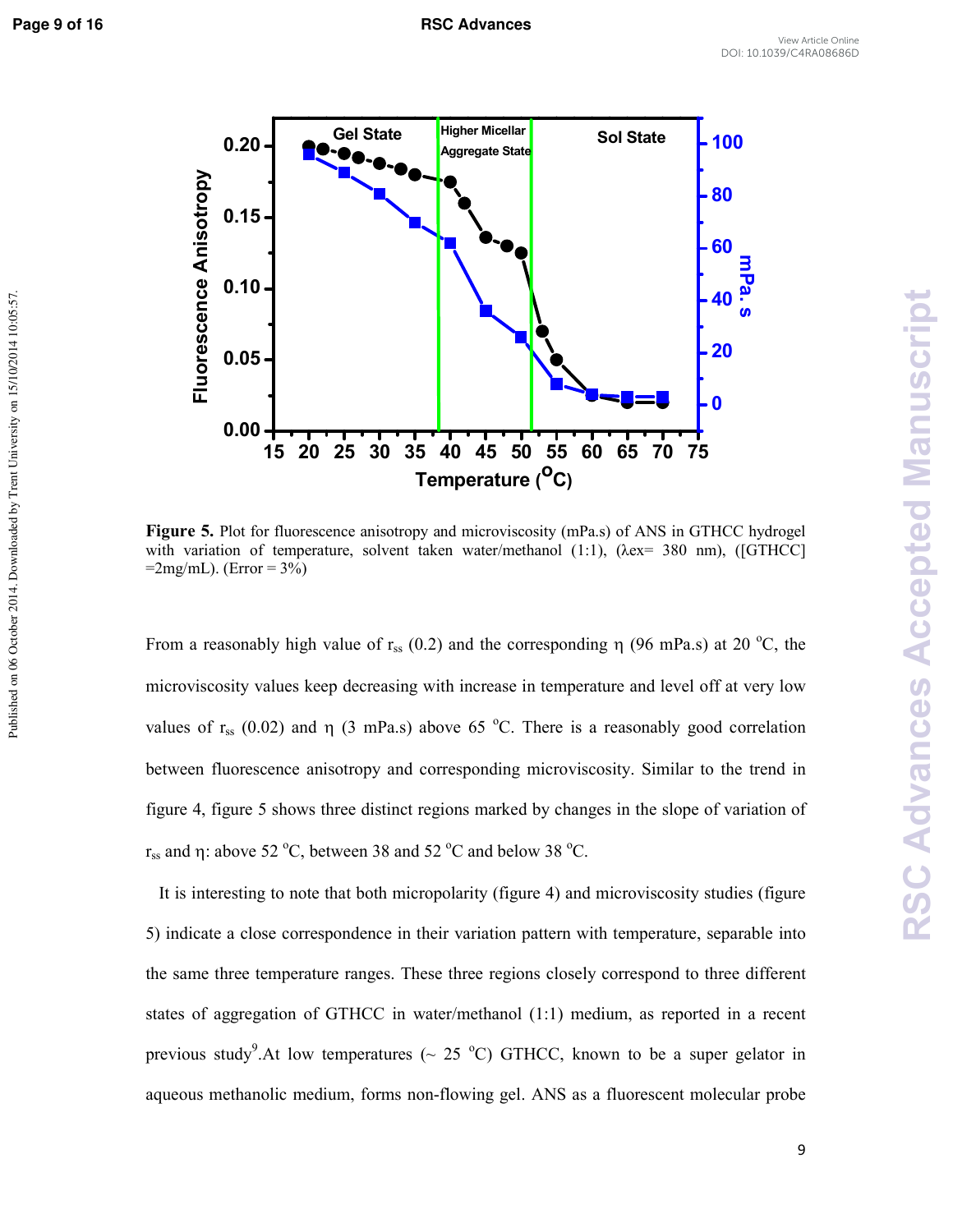**Figure 5.** Plot for fluorescence anisotropy and microviscosity (mPa.s) of ANS in GTHCC hydrogel with variation of temperature, solvent taken water/methanol (1:1), (λex= 380 nm), ([GTHCC] =2mg/mL). (Error = 3%)

From a reasonably high value of $r_{ss}$ (0.2) and the corresponding η (96 mPa.s) at 20 °C, the microviscosity values keep decreasing with increase in temperature and level off at very low values of $r_{ss}$ (0.02) and η (3 mPa.s) above 65 °C. There is a reasonably good correlation between fluorescence anisotropy and corresponding microviscosity. Similar to the trend in figure 4, figure 5 shows three distinct regions marked by changes in the slope of variation of $r_{ss}$ and η: above 52 °C, between 38 and 52 °C and below 38 °C.

It is interesting to note that both micropolarity (figure 4) and microviscosity studies (figure 5) indicate a close correspondence in their variation pattern with temperature, separable into the same three temperature ranges. These three regions closely correspond to three different states of aggregation of GTHCC in water/methanol (1:1) medium, as reported in a recent previous study[9].At low temperatures (~ 25 °C) GTHCC, known to be a super gelator in aqueous methanolic medium, forms non-flowing gel. ANS as a fluorescent molecular probe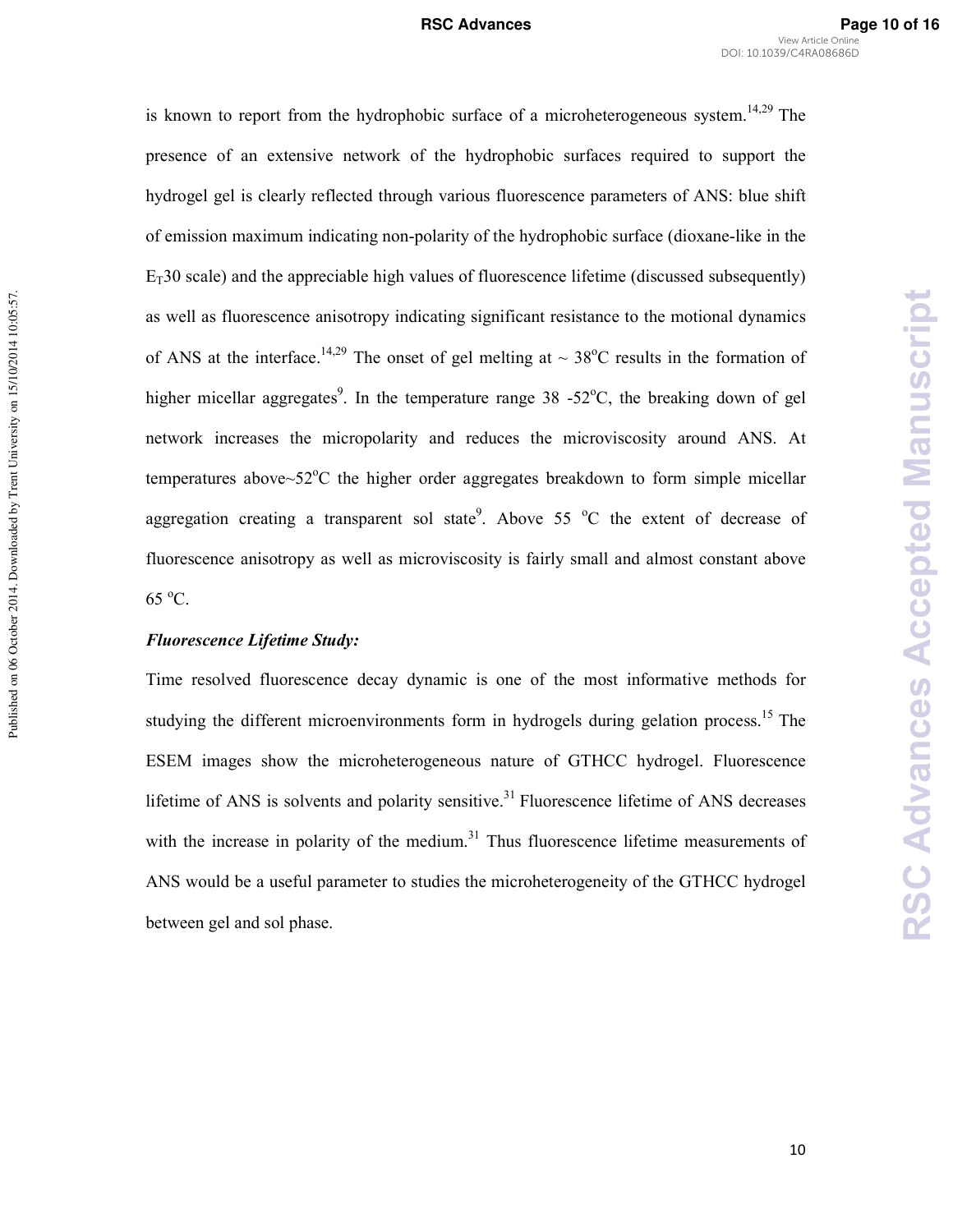is known to report from the hydrophobic surface of a microheterogeneous system.[14,29] The presence of an extensive network of the hydrophobic surfaces required to support the hydrogel gel is clearly reflected through various fluorescence parameters of ANS: blue shift of emission maximum indicating non-polarity of the hydrophobic surface (dioxane-like in the $E_T30$ scale) and the appreciable high values of fluorescence lifetime (discussed subsequently) as well as fluorescence anisotropy indicating significant resistance to the motional dynamics of ANS at the interface.[14,29] The onset of gel melting at ~ 38°C results in the formation of higher micellar aggregates[9]. In the temperature range 38 -52°C, the breaking down of gel network increases the micropolarity and reduces the microviscosity around ANS. At temperatures above~52°C the higher order aggregates breakdown to form simple micellar aggregation creating a transparent sol state[9]. Above 55 °C the extent of decrease of fluorescence anisotropy as well as microviscosity is fairly small and almost constant above 65 °C.

***Fluorescence Lifetime Study:***

Time resolved fluorescence decay dynamic is one of the most informative methods for studying the different microenvironments form in hydrogels during gelation process.[15] The ESEM images show the microheterogeneous nature of GTHCC hydrogel. Fluorescence lifetime of ANS is solvents and polarity sensitive.[31] Fluorescence lifetime of ANS decreases with the increase in polarity of the medium.[31] Thus fluorescence lifetime measurements of ANS would be a useful parameter to studies the microheterogeneity of the GTHCC hydrogel between gel and sol phase.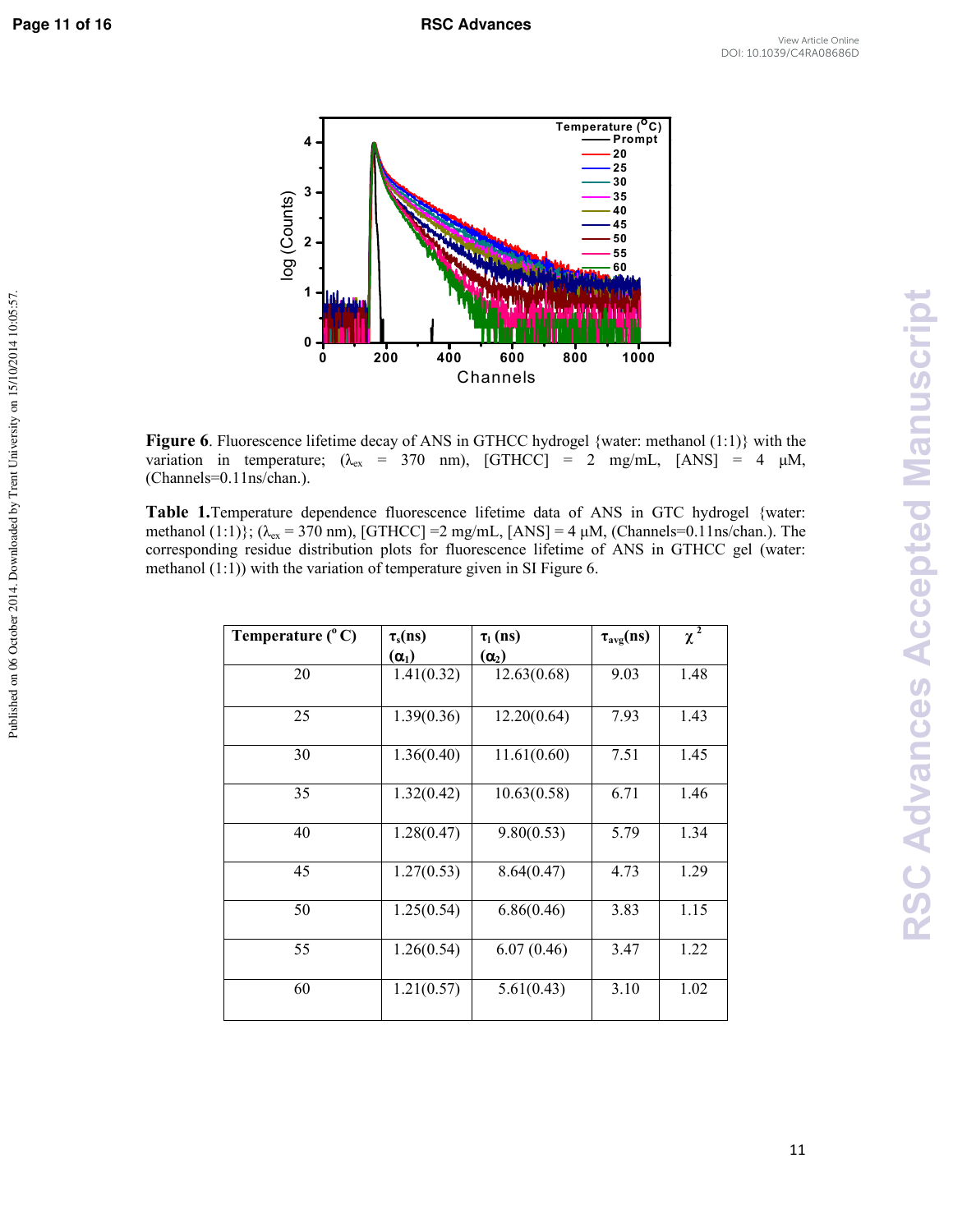**Figure 6**. Fluorescence lifetime decay of ANS in GTHCC hydrogel {water: methanol (1:1)} with the variation in temperature; ($\lambda_{ex}$ = 370 nm), [GTHCC] = 2 mg/mL, [ANS] = 4 μM, (Channels=0.11ns/chan.).

**Table 1.** Temperature dependence fluorescence lifetime data of ANS in GTC hydrogel {water: methanol (1:1)}; ($\lambda_{ex}$ = 370 nm), [GTHCC] =2 mg/mL, [ANS] = 4 μM, (Channels=0.11ns/chan.). The corresponding residue distribution plots for fluorescence lifetime of ANS in GTHCC gel (water: methanol (1:1)) with the variation of temperature given in SI Figure 6.

| Temperature (°C) | $\tau_s$(ns) ($\alpha_1$) | $\tau_l$ (ns) ($\alpha_2$) | $\tau_{avg}$(ns) | $\chi^2$ |
|---|---|---|---|---|
| 20 | 1.41(0.32) | 12.63(0.68) | 9.03 | 1.48 |
| 25 | 1.39(0.36) | 12.20(0.64) | 7.93 | 1.43 |
| 30 | 1.36(0.40) | 11.61(0.60) | 7.51 | 1.45 |
| 35 | 1.32(0.42) | 10.63(0.58) | 6.71 | 1.46 |
| 40 | 1.28(0.47) | 9.80(0.53) | 5.79 | 1.34 |
| 45 | 1.27(0.53) | 8.64(0.47) | 4.73 | 1.29 |
| 50 | 1.25(0.54) | 6.86(0.46) | 3.83 | 1.15 |
| 55 | 1.26(0.54) | 6.07 (0.46) | 3.47 | 1.22 |
| 60 | 1.21(0.57) | 5.61(0.43) | 3.10 | 1.02 |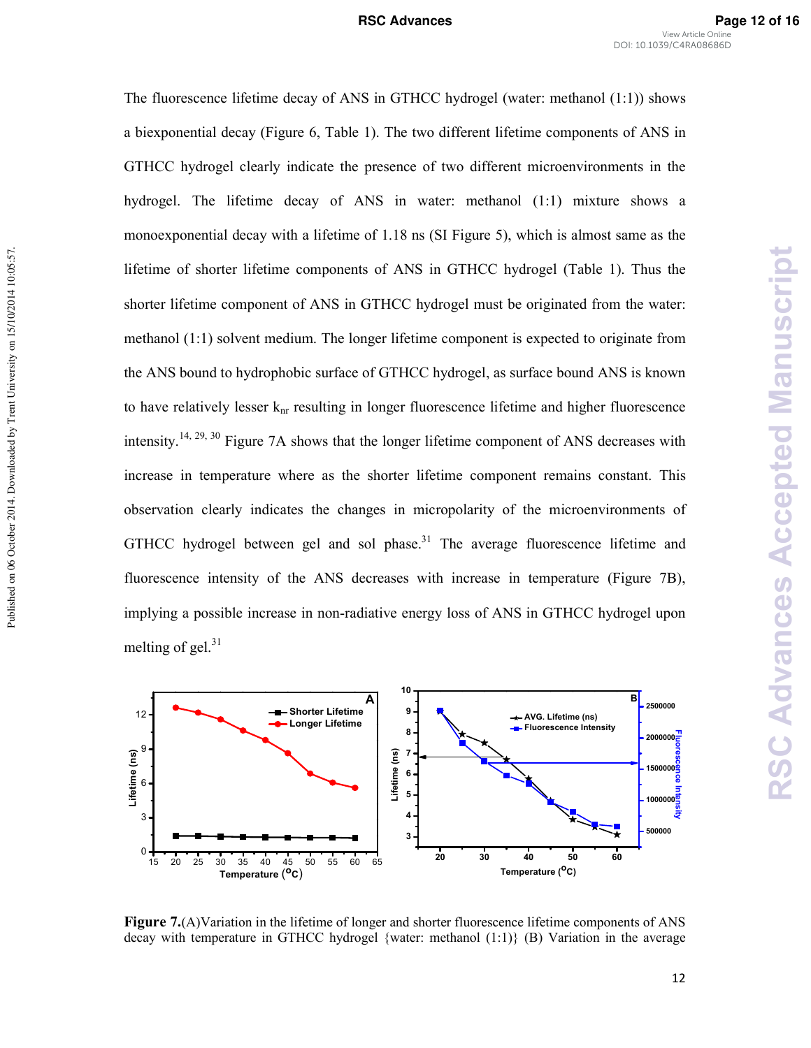The fluorescence lifetime decay of ANS in GTHCC hydrogel (water: methanol (1:1)) shows a biexponential decay (Figure 6, Table 1). The two different lifetime components of ANS in GTHCC hydrogel clearly indicate the presence of two different microenvironments in the hydrogel. The lifetime decay of ANS in water: methanol (1:1) mixture shows a monoexponential decay with a lifetime of 1.18 ns (SI Figure 5), which is almost same as the lifetime of shorter lifetime components of ANS in GTHCC hydrogel (Table 1). Thus the shorter lifetime component of ANS in GTHCC hydrogel must be originated from the water: methanol (1:1) solvent medium. The longer lifetime component is expected to originate from the ANS bound to hydrophobic surface of GTHCC hydrogel, as surface bound ANS is known to have relatively lesser $k_{nr}$ resulting in longer fluorescence lifetime and higher fluorescence intensity.[14, 29, 30] Figure 7A shows that the longer lifetime component of ANS decreases with increase in temperature where as the shorter lifetime component remains constant. This observation clearly indicates the changes in micropolarity of the microenvironments of GTHCC hydrogel between gel and sol phase.[31] The average fluorescence lifetime and fluorescence intensity of the ANS decreases with increase in temperature (Figure 7B), implying a possible increase in non-radiative energy loss of ANS in GTHCC hydrogel upon melting of gel.[31]

**Figure 7.**(A)Variation in the lifetime of longer and shorter fluorescence lifetime components of ANS decay with temperature in GTHCC hydrogel {water: methanol (1:1)} (B) Variation in the average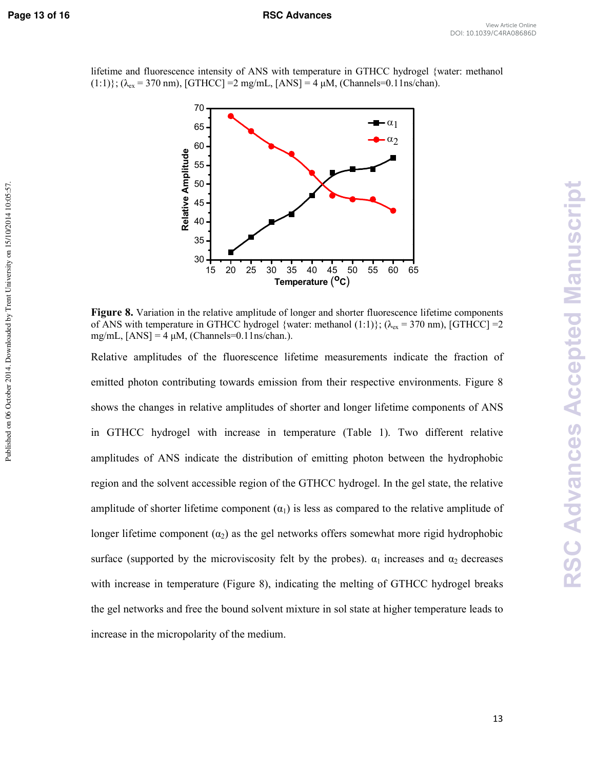lifetime and fluorescence intensity of ANS with temperature in GTHCC hydrogel {water: methanol (1:1)}; ($\lambda_{ex}$ = 370 nm), [GTHCC] =2 mg/mL, [ANS] = 4 μM, (Channels=0.11ns/chan).

**Figure 8.** Variation in the relative amplitude of longer and shorter fluorescence lifetime components of ANS with temperature in GTHCC hydrogel {water: methanol (1:1)}; ($\lambda_{ex}$ = 370 nm), [GTHCC] =2 mg/mL, [ANS] = 4 μM, (Channels=0.11ns/chan.).

Relative amplitudes of the fluorescence lifetime measurements indicate the fraction of emitted photon contributing towards emission from their respective environments. Figure 8 shows the changes in relative amplitudes of shorter and longer lifetime components of ANS in GTHCC hydrogel with increase in temperature (Table 1). Two different relative amplitudes of ANS indicate the distribution of emitting photon between the hydrophobic region and the solvent accessible region of the GTHCC hydrogel. In the gel state, the relative amplitude of shorter lifetime component ($\alpha_1$) is less as compared to the relative amplitude of longer lifetime component ($\alpha_2$) as the gel networks offers somewhat more rigid hydrophobic surface (supported by the microviscosity felt by the probes). $\alpha_1$ increases and $\alpha_2$ decreases with increase in temperature (Figure 8), indicating the melting of GTHCC hydrogel breaks the gel networks and free the bound solvent mixture in sol state at higher temperature leads to increase in the micropolarity of the medium.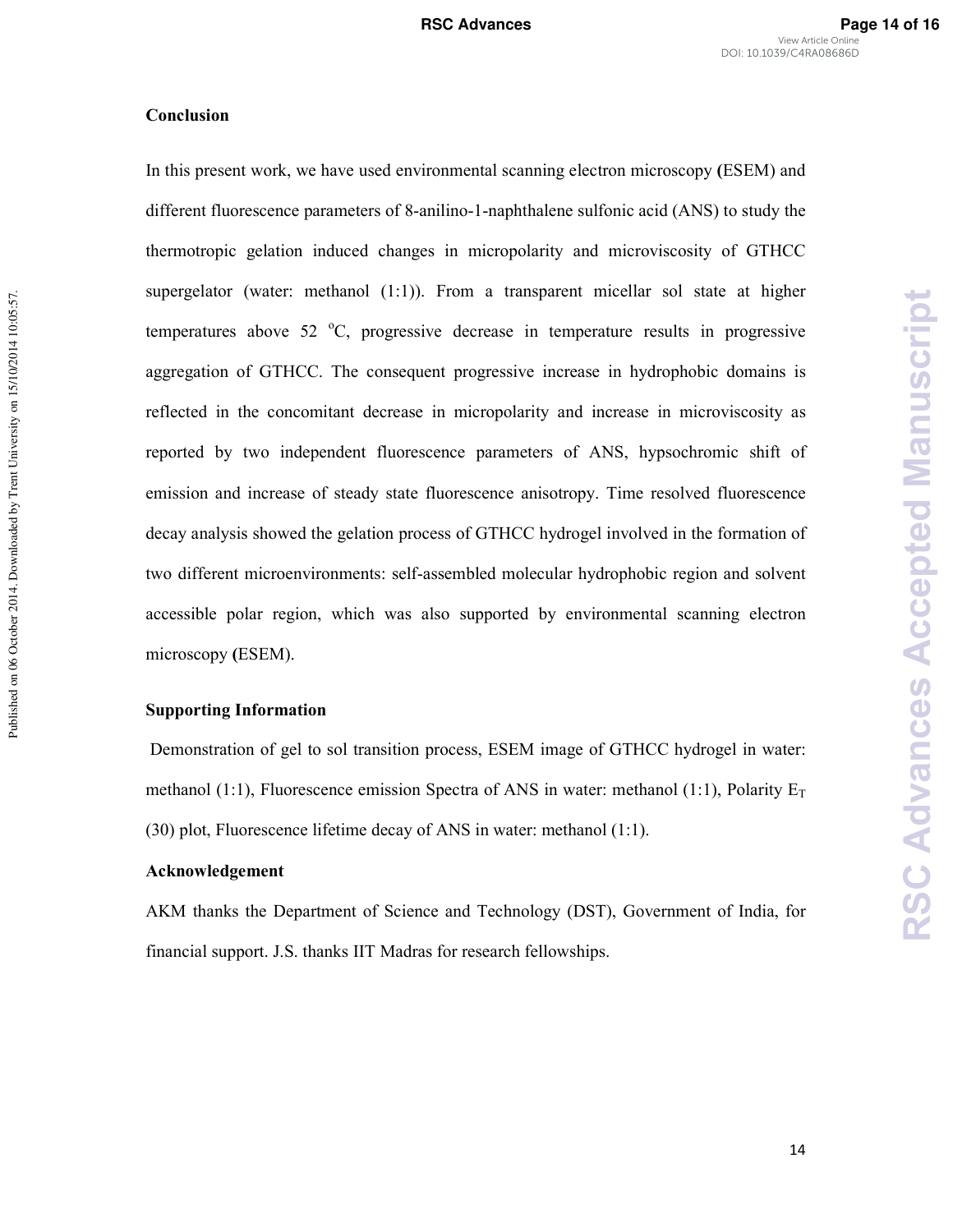## Conclusion

In this present work, we have used environmental scanning electron microscopy (ESEM) and different fluorescence parameters of 8-anilino-1-naphthalene sulfonic acid (ANS) to study the thermotropic gelation induced changes in micropolarity and microviscosity of GTHCC supergelator (water: methanol (1:1)). From a transparent micellar sol state at higher temperatures above 52 °C, progressive decrease in temperature results in progressive aggregation of GTHCC. The consequent progressive increase in hydrophobic domains is reflected in the concomitant decrease in micropolarity and increase in microviscosity as reported by two independent fluorescence parameters of ANS, hypsochromic shift of emission and increase of steady state fluorescence anisotropy. Time resolved fluorescence decay analysis showed the gelation process of GTHCC hydrogel involved in the formation of two different microenvironments: self-assembled molecular hydrophobic region and solvent accessible polar region, which was also supported by environmental scanning electron microscopy (ESEM).

## Supporting Information

Demonstration of gel to sol transition process, ESEM image of GTHCC hydrogel in water: methanol (1:1), Fluorescence emission Spectra of ANS in water: methanol (1:1), Polarity $E_T$ (30) plot, Fluorescence lifetime decay of ANS in water: methanol (1:1).

## Acknowledgement

AKM thanks the Department of Science and Technology (DST), Government of India, for financial support. J.S. thanks IIT Madras for research fellowships.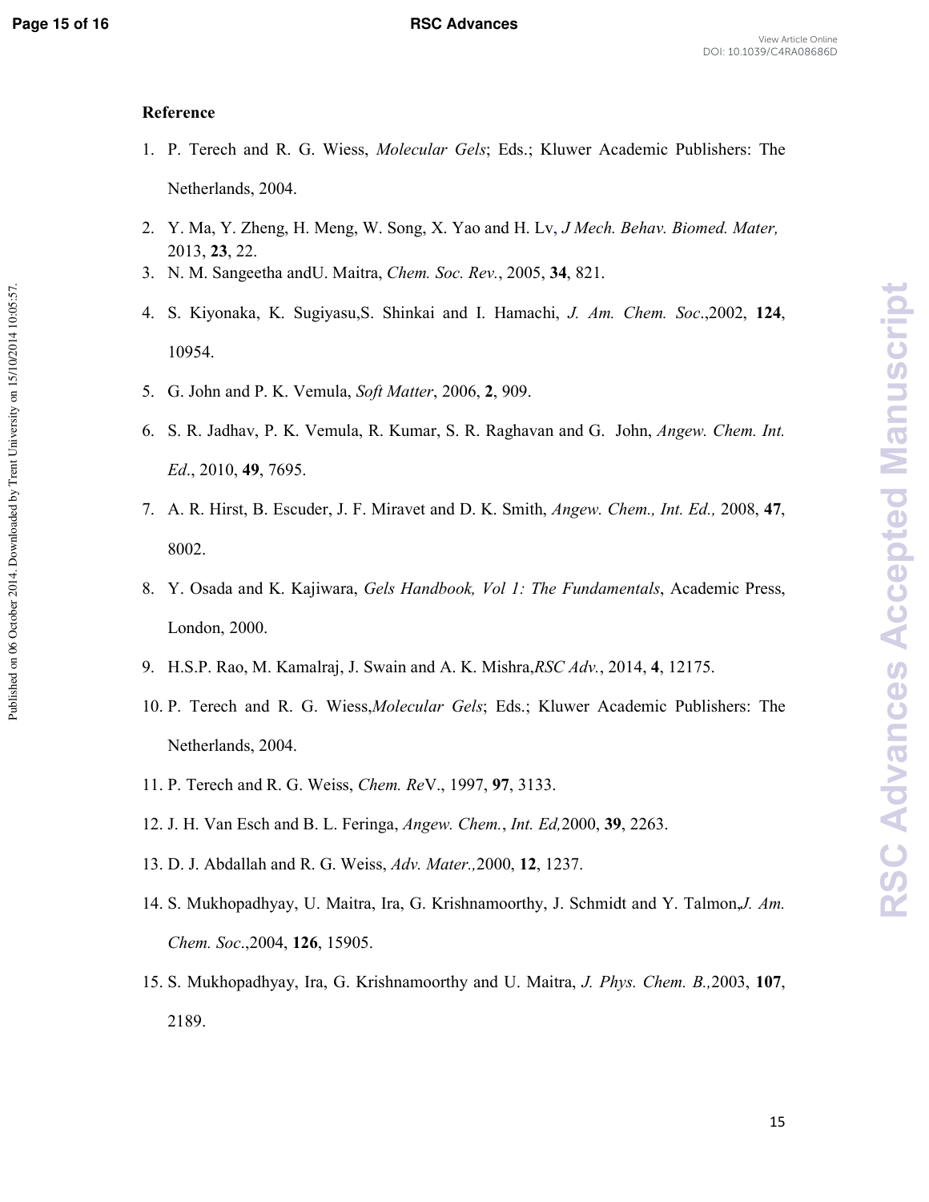## Reference

1. P. Terech and R. G. Wiess, *Molecular Gels*; Eds.; Kluwer Academic Publishers: The Netherlands, 2004.
2. Y. Ma, Y. Zheng, H. Meng, W. Song, X. Yao and H. Lv, *J Mech. Behav. Biomed. Mater,* 2013, **23**, 22.
3. N. M. Sangeetha andU. Maitra, *Chem. Soc. Rev.*, 2005, **34**, 821.
4. S. Kiyonaka, K. Sugiyasu,S. Shinkai and I. Hamachi, *J. Am. Chem. Soc*.,2002, **124**, 10954.
5. G. John and P. K. Vemula, *Soft Matter*, 2006, **2**, 909.
6. S. R. Jadhav, P. K. Vemula, R. Kumar, S. R. Raghavan and G. John, *Angew. Chem. Int. Ed*., 2010, **49**, 7695.
7. A. R. Hirst, B. Escuder, J. F. Miravet and D. K. Smith, *Angew. Chem., Int. Ed.,* 2008, **47**, 8002.
8. Y. Osada and K. Kajiwara, *Gels Handbook, Vol 1: The Fundamentals*, Academic Press, London, 2000.
9. H.S.P. Rao, M. Kamalraj, J. Swain and A. K. Mishra,*RSC Adv.*, 2014, **4**, 12175.
10. P. Terech and R. G. Wiess,*Molecular Gels*; Eds.; Kluwer Academic Publishers: The Netherlands, 2004.
11. P. Terech and R. G. Weiss, *Chem. Re*V., 1997, **97**, 3133.
12. J. H. Van Esch and B. L. Feringa, *Angew. Chem.*, *Int. Ed,*2000, **39**, 2263.
13. D. J. Abdallah and R. G. Weiss, *Adv. Mater.,*2000, **12**, 1237.
14. S. Mukhopadhyay, U. Maitra, Ira, G. Krishnamoorthy, J. Schmidt and Y. Talmon,*J. Am. Chem. Soc*.,2004, **126**, 15905.
15. S. Mukhopadhyay, Ira, G. Krishnamoorthy and U. Maitra, *J. Phys. Chem. B.,*2003, **107**, 2189.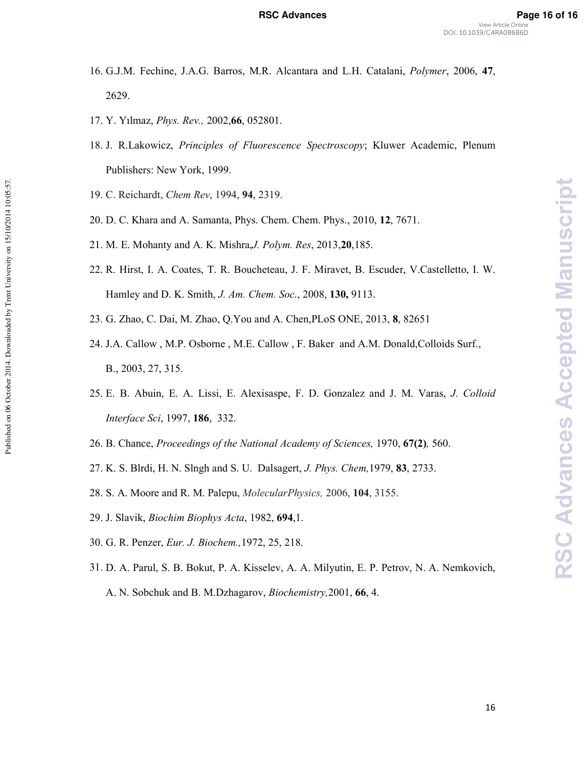16. G.J.M. Fechine, J.A.G. Barros, M.R. Alcantara and L.H. Catalani, *Polymer*, 2006, **47**, 2629.

17. Y. Yılmaz, *Phys. Rev.,* 2002,**66**, 052801.

18. J. R.Lakowicz, *Principles of Fluorescence Spectroscopy*; Kluwer Academic, Plenum Publishers: New York, 1999.

19. C. Reichardt, *Chem Rev*, 1994, **94**, 2319.

20. D. C. Khara and A. Samanta, Phys. Chem. Chem. Phys., 2010, **12**, 7671.

21. M. E. Mohanty and A. K. Mishra,*J. Polym. Res*, 2013,**20**,185.

22. R. Hirst, I. A. Coates, T. R. Boucheteau, J. F. Miravet, B. Escuder, V.Castelletto, I. W. Hamley and D. K. Smith, *J. Am. Chem. Soc*., 2008, **130,** 9113.

23. G. Zhao, C. Dai, M. Zhao, Q.You and A. Chen,PLoS ONE, 2013, **8**, 82651

24. J.A. Callow , M.P. Osborne , M.E. Callow , F. Baker and A.M. Donald,Colloids Surf., B., 2003, 27, 315.

25. E. B. Abuin, E. A. Lissi, E. Alexisaspe, F. D. Gonzalez and J. M. Varas, *J. Colloid Interface Sci*, 1997, **186**, 332.

26. B. Chance, *Proceedings of the National Academy of Sciences,* 1970, **67(2)***,* 560.

27. K. S. Blrdi, H. N. Slngh and S. U. Dalsagert, *J. Phys. Chem,*1979, **83**, 2733.

28. S. A. Moore and R. M. Palepu, *MolecularPhysics,* 2006, **104**, 3155.

29. J. Slavik, *Biochim Biophys Acta*, 1982, **694**,1.

30. G. R. Penzer, *Eur. J. Biochem.,*1972, 25, 218.

31. D. A. Parul, S. B. Bokut, P. A. Kisselev, A. A. Milyutin, E. P. Petrov, N. A. Nemkovich, A. N. Sobchuk and B. M.Dzhagarov, *Biochemistry,*2001, **66**, 4.